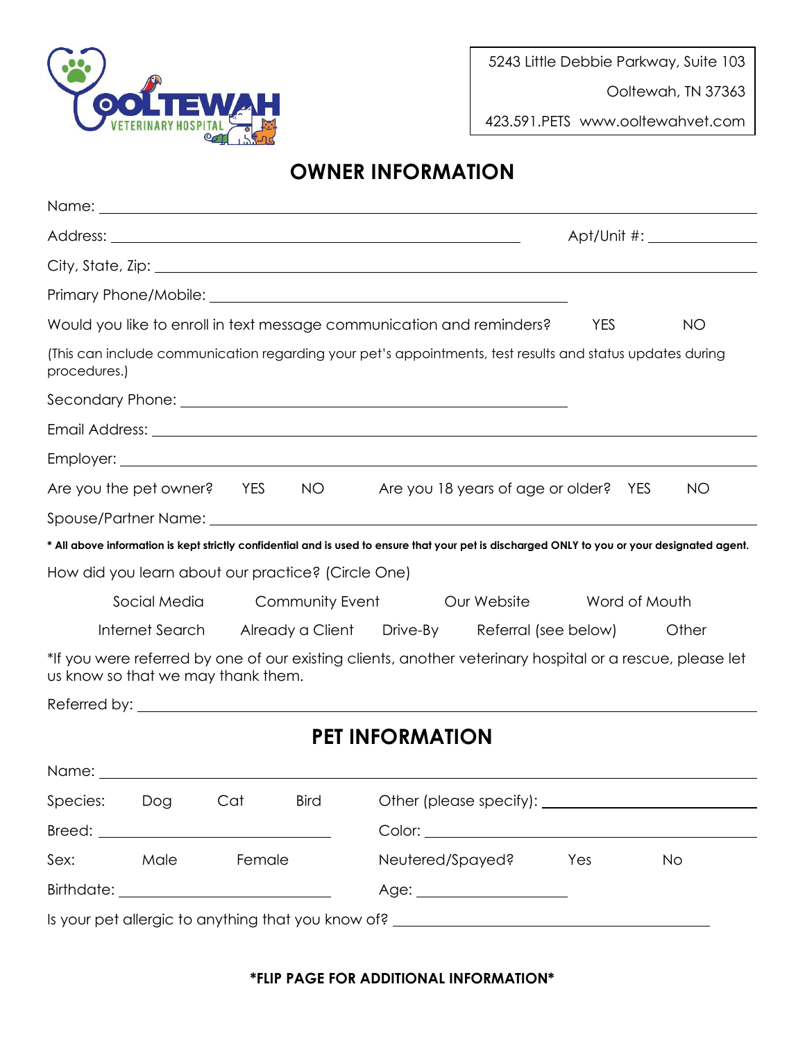5243 Little Debbie Parkway, Suite 103

Ooltewah, TN 37363

423.591.PETS www.ooltewahvet.com

## OWNER INFORMATION

Name: ______________________________

Address: ______________________________ Apt/Unit #: ____________

City, State, Zip: ______________________________

Primary Phone/Mobile: ______________________________

Would you like to enroll in text message communication and reminders? YES NO

(This can include communication regarding your pet's appointments, test results and status updates during procedures.)

Secondary Phone: ______________________________

Email Address: ______________________________

Employer: ______________________________

Are you the pet owner? YES NO Are you 18 years of age or older? YES NO

Spouse/Partner Name: ______________________________

**\* All above information is kept strictly confidential and is used to ensure that your pet is discharged ONLY to you or your designated agent.**

How did you learn about our practice? (Circle One)

Social Media Community Event Our Website Word of Mouth

Internet Search Already a Client Drive-By Referral (see below) Other

*If you were referred by one of our existing clients, another veterinary hospital or a rescue, please let us know so that we may thank them.

Referred by: ______________________________

## PET INFORMATION

Name: ______________________________

Species: Dog Cat Bird Other (please specify): ____________

Breed: ____________ Color: ____________

Sex: Male Female Neutered/Spayed? Yes No

Birthdate: ____________ Age: ____________

Is your pet allergic to anything that you know of? ______________________________

**\*FLIP PAGE FOR ADDITIONAL INFORMATION\***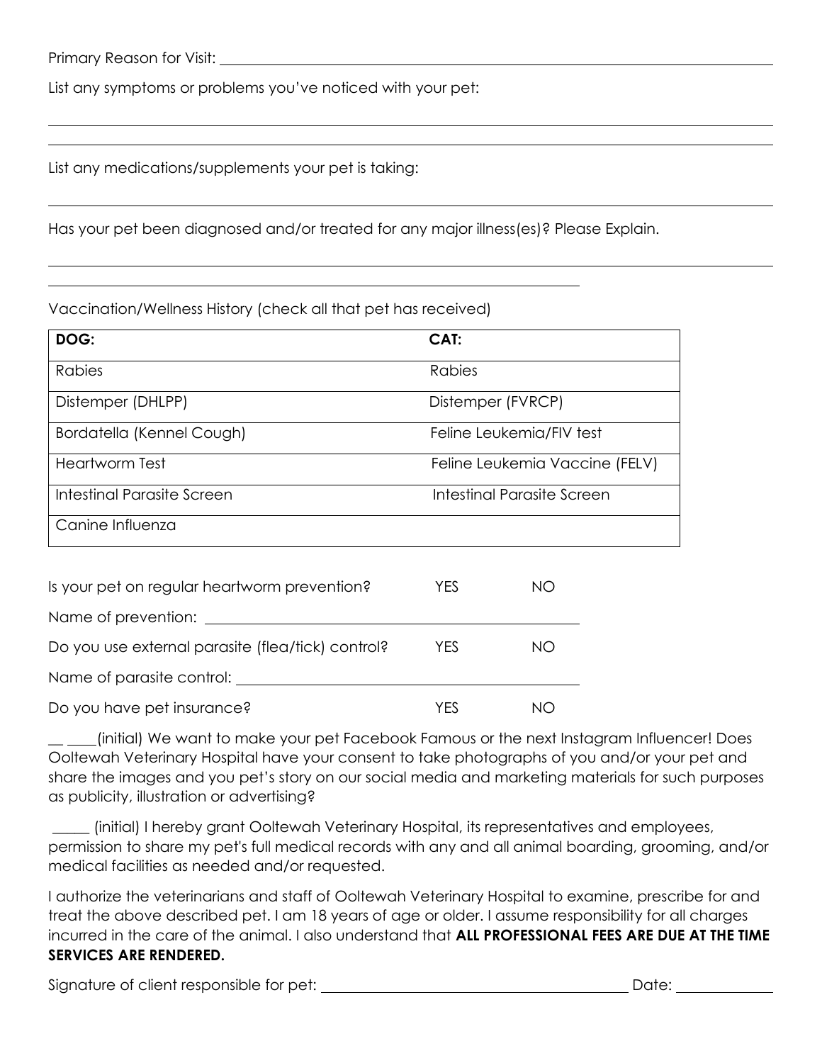Primary Reason for Visit: ___________________________________________________________________

List any symptoms or problems you've noticed with your pet:

_____________________________________________________________________________________

_____________________________________________________________________________________

List any medications/supplements your pet is taking:

_____________________________________________________________________________________

Has your pet been diagnosed and/or treated for any major illness(es)? Please Explain.

_____________________________________________________________________________________

_________________________________________________________________

Vaccination/Wellness History (check all that pet has received)

| **DOG:** | **CAT:** |
|---|---|
| Rabies | Rabies |
| Distemper (DHLPP) | Distemper (FVRCP) |
| Bordatella (Kennel Cough) | Feline Leukemia/FIV test |
| Heartworm Test | Feline Leukemia Vaccine (FELV) |
| Intestinal Parasite Screen | Intestinal Parasite Screen |
| Canine Influenza | |

Is your pet on regular heartworm prevention? YES NO

Name of prevention: _______________________________________

Do you use external parasite (flea/tick) control? YES NO

Name of parasite control: _______________________________________

Do you have pet insurance? YES NO

__ ____(initial) We want to make your pet Facebook Famous or the next Instagram Influencer! Does Ooltewah Veterinary Hospital have your consent to take photographs of you and/or your pet and share the images and you pet's story on our social media and marketing materials for such purposes as publicity, illustration or advertising?

_____ (initial) I hereby grant Ooltewah Veterinary Hospital, its representatives and employees, permission to share my pet's full medical records with any and all animal boarding, grooming, and/or medical facilities as needed and/or requested.

I authorize the veterinarians and staff of Ooltewah Veterinary Hospital to examine, prescribe for and treat the above described pet. I am 18 years of age or older. I assume responsibility for all charges incurred in the care of the animal. I also understand that **ALL PROFESSIONAL FEES ARE DUE AT THE TIME SERVICES ARE RENDERED.**

Signature of client responsible for pet: ________________________________ Date: __________